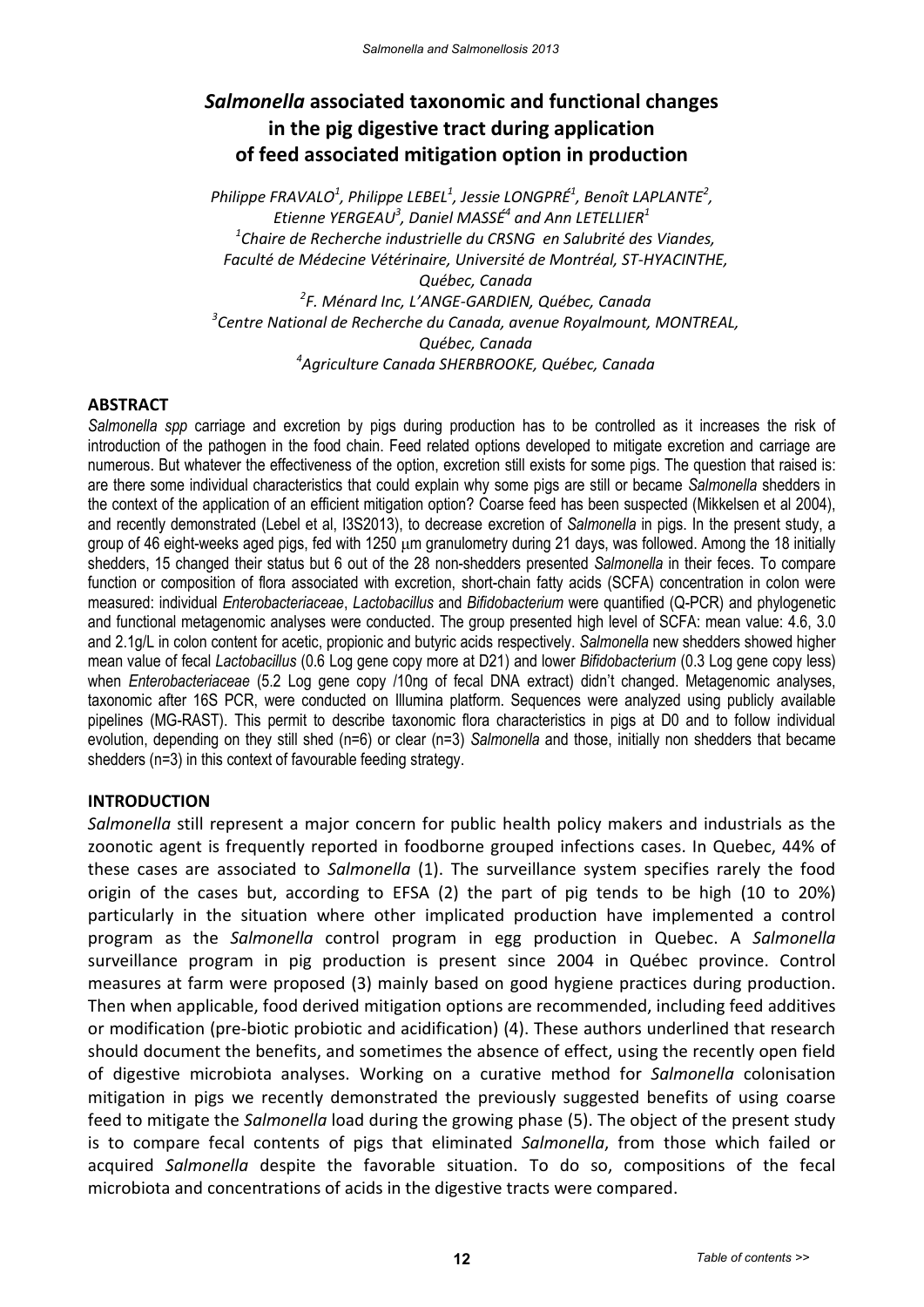# *Salmonella* associated taxonomic and functional changes in the pig digestive tract during application of feed associated mitigation option in production

*Philippe FRAVALO[1], Philippe LEBEL[1], Jessie LONGPRÉ[1], Benoît LAPLANTE[2], Etienne YERGEAU[3], Daniel MASSÉ[4] and Ann LETELLIER[1]*

*[1]Chaire de Recherche industrielle du CRSNG en Salubrité des Viandes, Faculté de Médecine Vétérinaire, Université de Montréal, ST-HYACINTHE, Québec, Canada*

*[2]F. Ménard Inc, L'ANGE-GARDIEN, Québec, Canada*

*[3]Centre National de Recherche du Canada, avenue Royalmount, MONTREAL, Québec, Canada*

*[4]Agriculture Canada SHERBROOKE, Québec, Canada*

## ABSTRACT

*Salmonella spp* carriage and excretion by pigs during production has to be controlled as it increases the risk of introduction of the pathogen in the food chain. Feed related options developed to mitigate excretion and carriage are numerous. But whatever the effectiveness of the option, excretion still exists for some pigs. The question that raised is: are there some individual characteristics that could explain why some pigs are still or became *Salmonella* shedders in the context of the application of an efficient mitigation option? Coarse feed has been suspected (Mikkelsen et al 2004), and recently demonstrated (Lebel et al, I3S2013), to decrease excretion of *Salmonella* in pigs. In the present study, a group of 46 eight-weeks aged pigs, fed with 1250 μm granulometry during 21 days, was followed. Among the 18 initially shedders, 15 changed their status but 6 out of the 28 non-shedders presented *Salmonella* in their feces. To compare function or composition of flora associated with excretion, short-chain fatty acids (SCFA) concentration in colon were measured: individual *Enterobacteriaceae*, *Lactobacillus* and *Bifidobacterium* were quantified (Q-PCR) and phylogenetic and functional metagenomic analyses were conducted. The group presented high level of SCFA: mean value: 4.6, 3.0 and 2.1g/L in colon content for acetic, propionic and butyric acids respectively. *Salmonella* new shedders showed higher mean value of fecal *Lactobacillus* (0.6 Log gene copy more at D21) and lower *Bifidobacterium* (0.3 Log gene copy less) when *Enterobacteriaceae* (5.2 Log gene copy /10ng of fecal DNA extract) didn't changed. Metagenomic analyses, taxonomic after 16S PCR, were conducted on Illumina platform. Sequences were analyzed using publicly available pipelines (MG-RAST). This permit to describe taxonomic flora characteristics in pigs at D0 and to follow individual evolution, depending on they still shed (n=6) or clear (n=3) *Salmonella* and those, initially non shedders that became shedders (n=3) in this context of favourable feeding strategy.

## INTRODUCTION

*Salmonella* still represent a major concern for public health policy makers and industrials as the zoonotic agent is frequently reported in foodborne grouped infections cases. In Quebec, 44% of these cases are associated to *Salmonella* (1). The surveillance system specifies rarely the food origin of the cases but, according to EFSA (2) the part of pig tends to be high (10 to 20%) particularly in the situation where other implicated production have implemented a control program as the *Salmonella* control program in egg production in Quebec. A *Salmonella* surveillance program in pig production is present since 2004 in Québec province. Control measures at farm were proposed (3) mainly based on good hygiene practices during production. Then when applicable, food derived mitigation options are recommended, including feed additives or modification (pre-biotic probiotic and acidification) (4). These authors underlined that research should document the benefits, and sometimes the absence of effect, using the recently open field of digestive microbiota analyses. Working on a curative method for *Salmonella* colonisation mitigation in pigs we recently demonstrated the previously suggested benefits of using coarse feed to mitigate the *Salmonella* load during the growing phase (5). The object of the present study is to compare fecal contents of pigs that eliminated *Salmonella*, from those which failed or acquired *Salmonella* despite the favorable situation. To do so, compositions of the fecal microbiota and concentrations of acids in the digestive tracts were compared.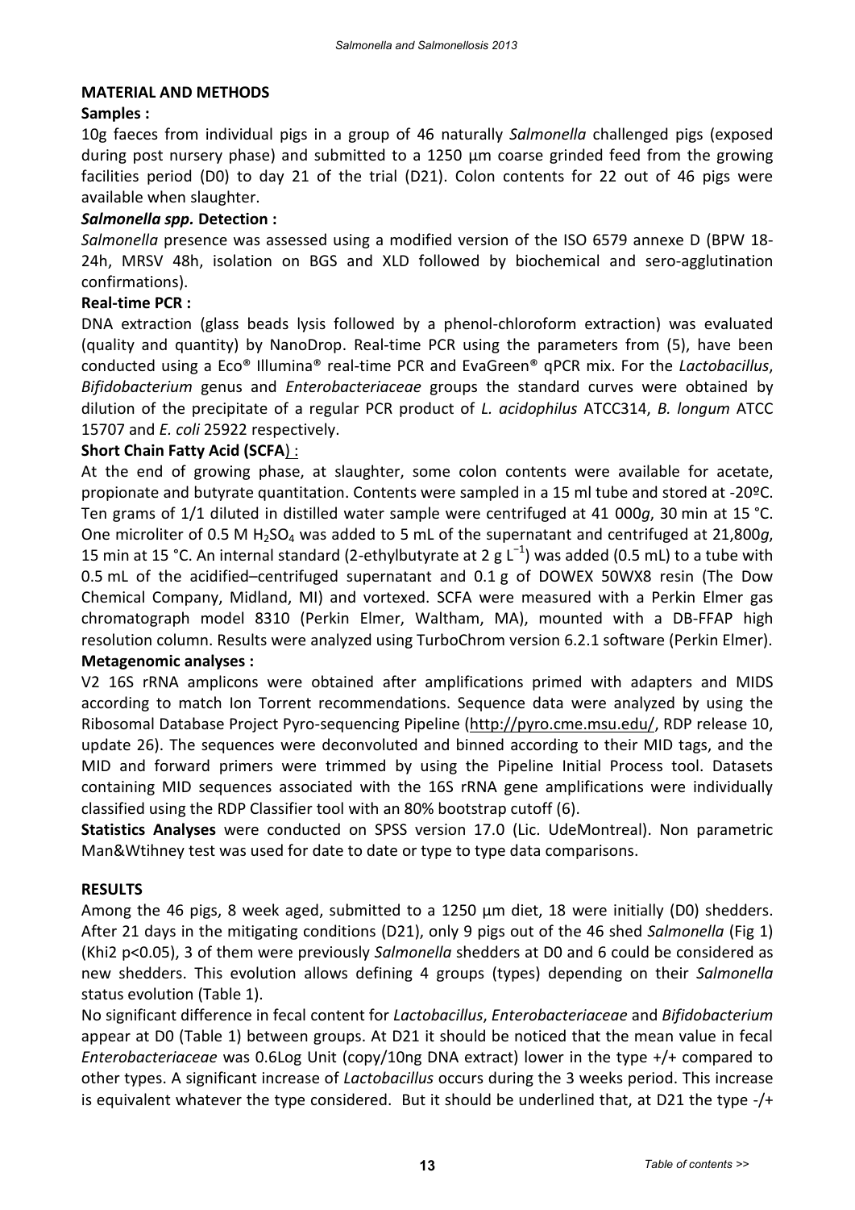## MATERIAL AND METHODS

**Samples :**

10g faeces from individual pigs in a group of 46 naturally *Salmonella* challenged pigs (exposed during post nursery phase) and submitted to a 1250 µm coarse grinded feed from the growing facilities period (D0) to day 21 of the trial (D21). Colon contents for 22 out of 46 pigs were available when slaughter.

***Salmonella spp.* Detection :**

*Salmonella* presence was assessed using a modified version of the ISO 6579 annexe D (BPW 18-24h, MRSV 48h, isolation on BGS and XLD followed by biochemical and sero-agglutination confirmations).

**Real-time PCR :**

DNA extraction (glass beads lysis followed by a phenol-chloroform extraction) was evaluated (quality and quantity) by NanoDrop. Real-time PCR using the parameters from (5), have been conducted using a Eco® Illumina® real-time PCR and EvaGreen® qPCR mix. For the *Lactobacillus*, *Bifidobacterium* genus and *Enterobacteriaceae* groups the standard curves were obtained by dilution of the precipitate of a regular PCR product of *L. acidophilus* ATCC314, *B. longum* ATCC 15707 and *E. coli* 25922 respectively.

**Short Chain Fatty Acid (SCFA)** :

At the end of growing phase, at slaughter, some colon contents were available for acetate, propionate and butyrate quantitation. Contents were sampled in a 15 ml tube and stored at -20ºC. Ten grams of 1/1 diluted in distilled water sample were centrifuged at 41 000*g*, 30 min at 15 °C. One microliter of 0.5 M $H_2SO_4$ was added to 5 mL of the supernatant and centrifuged at 21,800*g*, 15 min at 15 °C. An internal standard (2-ethylbutyrate at 2 g $L^{-1}$) was added (0.5 mL) to a tube with 0.5 mL of the acidified–centrifuged supernatant and 0.1 g of DOWEX 50WX8 resin (The Dow Chemical Company, Midland, MI) and vortexed. SCFA were measured with a Perkin Elmer gas chromatograph model 8310 (Perkin Elmer, Waltham, MA), mounted with a DB-FFAP high resolution column. Results were analyzed using TurboChrom version 6.2.1 software (Perkin Elmer).

**Metagenomic analyses :**

V2 16S rRNA amplicons were obtained after amplifications primed with adapters and MIDS according to match Ion Torrent recommendations. Sequence data were analyzed by using the Ribosomal Database Project Pyro-sequencing Pipeline (http://pyro.cme.msu.edu/, RDP release 10, update 26). The sequences were deconvoluted and binned according to their MID tags, and the MID and forward primers were trimmed by using the Pipeline Initial Process tool. Datasets containing MID sequences associated with the 16S rRNA gene amplifications were individually classified using the RDP Classifier tool with an 80% bootstrap cutoff (6).

**Statistics Analyses** were conducted on SPSS version 17.0 (Lic. UdeMontreal). Non parametric Man&Wtihney test was used for date to date or type to type data comparisons.

## RESULTS

Among the 46 pigs, 8 week aged, submitted to a 1250 µm diet, 18 were initially (D0) shedders. After 21 days in the mitigating conditions (D21), only 9 pigs out of the 46 shed *Salmonella* (Fig 1) (Khi2 $p<0.05$), 3 of them were previously *Salmonella* shedders at D0 and 6 could be considered as new shedders. This evolution allows defining 4 groups (types) depending on their *Salmonella* status evolution (Table 1).

No significant difference in fecal content for *Lactobacillus*, *Enterobacteriaceae* and *Bifidobacterium* appear at D0 (Table 1) between groups. At D21 it should be noticed that the mean value in fecal *Enterobacteriaceae* was 0.6Log Unit (copy/10ng DNA extract) lower in the type +/+ compared to other types. A significant increase of *Lactobacillus* occurs during the 3 weeks period. This increase is equivalent whatever the type considered. But it should be underlined that, at D21 the type -/+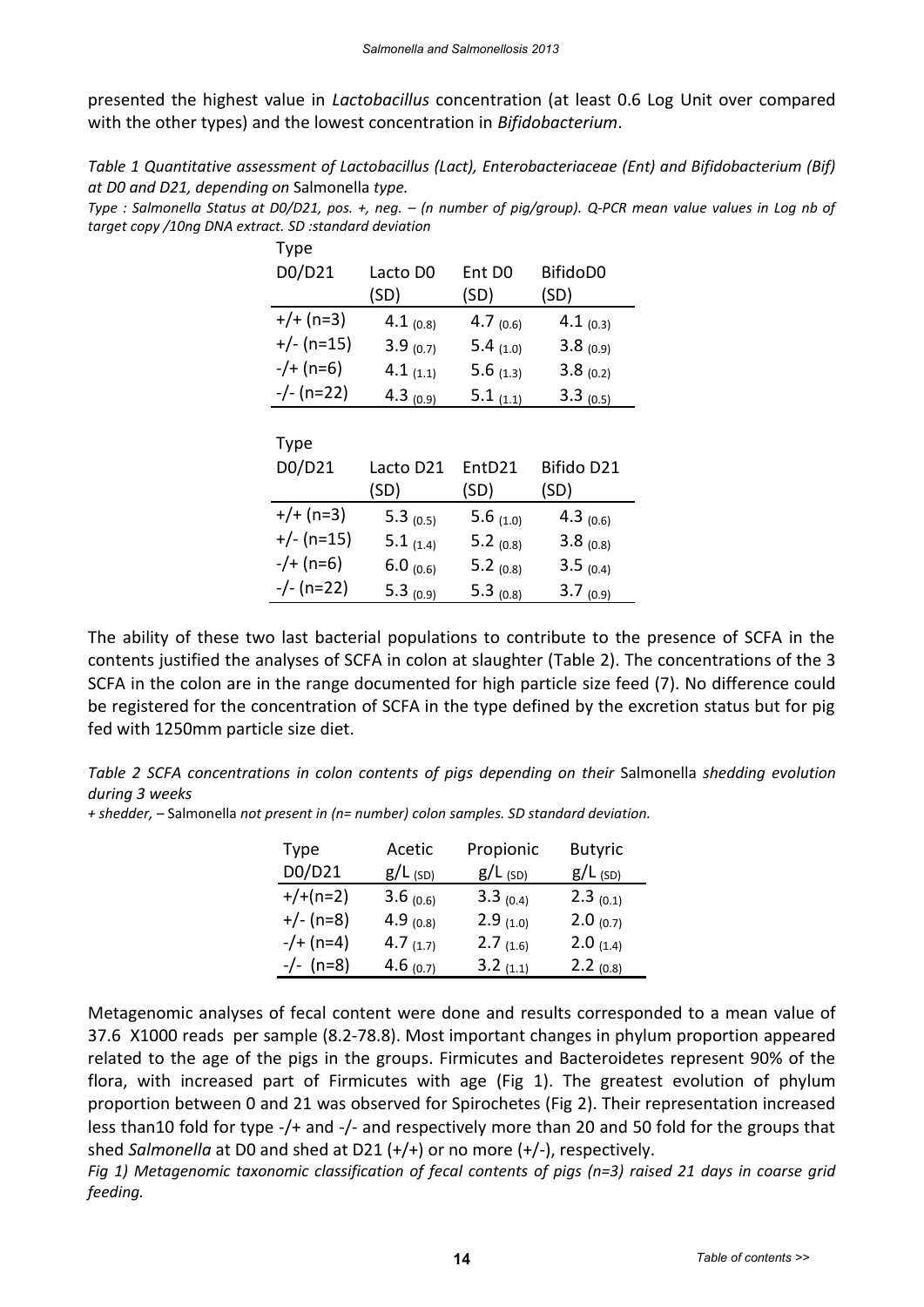presented the highest value in *Lactobacillus* concentration (at least 0.6 Log Unit over compared with the other types) and the lowest concentration in *Bifidobacterium*.

*Table 1 Quantitative assessment of Lactobacillus (Lact), Enterobacteriaceae (Ent) and Bifidobacterium (Bif) at D0 and D21, depending on* Salmonella *type.*

*Type : Salmonella Status at D0/D21, pos. +, neg. – (n number of pig/group). Q-PCR mean value values in Log nb of target copy /10ng DNA extract. SD :standard deviation*

| Type D0/D21 | Lacto D0 (SD) | Ent D0 (SD) | BifidoD0 (SD) |
|---|---|---|---|
| +/+ (n=3) | 4.1 (0.8) | 4.7 (0.6) | 4.1 (0.3) |
| +/- (n=15) | 3.9 (0.7) | 5.4 (1.0) | 3.8 (0.9) |
| -/+ (n=6) | 4.1 (1.1) | 5.6 (1.3) | 3.8 (0.2) |
| -/- (n=22) | 4.3 (0.9) | 5.1 (1.1) | 3.3 (0.5) |

| Type D0/D21 | Lacto D21 (SD) | EntD21 (SD) | Bifido D21 (SD) |
|---|---|---|---|
| +/+ (n=3) | 5.3 (0.5) | 5.6 (1.0) | 4.3 (0.6) |
| +/- (n=15) | 5.1 (1.4) | 5.2 (0.8) | 3.8 (0.8) |
| -/+ (n=6) | 6.0 (0.6) | 5.2 (0.8) | 3.5 (0.4) |
| -/- (n=22) | 5.3 (0.9) | 5.3 (0.8) | 3.7 (0.9) |

The ability of these two last bacterial populations to contribute to the presence of SCFA in the contents justified the analyses of SCFA in colon at slaughter (Table 2). The concentrations of the 3 SCFA in the colon are in the range documented for high particle size feed (7). No difference could be registered for the concentration of SCFA in the type defined by the excretion status but for pig fed with 1250mm particle size diet.

*Table 2 SCFA concentrations in colon contents of pigs depending on their* Salmonella *shedding evolution during 3 weeks*

*+ shedder, –* Salmonella *not present in (n= number) colon samples. SD standard deviation.*

| Type D0/D21 | Acetic g/L (SD) | Propionic g/L (SD) | Butyric g/L (SD) |
|---|---|---|---|
| +/+(n=2) | 3.6 (0.6) | 3.3 (0.4) | 2.3 (0.1) |
| +/- (n=8) | 4.9 (0.8) | 2.9 (1.0) | 2.0 (0.7) |
| -/+ (n=4) | 4.7 (1.7) | 2.7 (1.6) | 2.0 (1.4) |
| -/- (n=8) | 4.6 (0.7) | 3.2 (1.1) | 2.2 (0.8) |

Metagenomic analyses of fecal content were done and results corresponded to a mean value of 37.6 X1000 reads per sample (8.2-78.8). Most important changes in phylum proportion appeared related to the age of the pigs in the groups. Firmicutes and Bacteroidetes represent 90% of the flora, with increased part of Firmicutes with age (Fig 1). The greatest evolution of phylum proportion between 0 and 21 was observed for Spirochetes (Fig 2). Their representation increased less than10 fold for type -/+ and -/- and respectively more than 20 and 50 fold for the groups that shed *Salmonella* at D0 and shed at D21 (+/+) or no more (+/-), respectively.

*Fig 1) Metagenomic taxonomic classification of fecal contents of pigs (n=3) raised 21 days in coarse grid feeding.*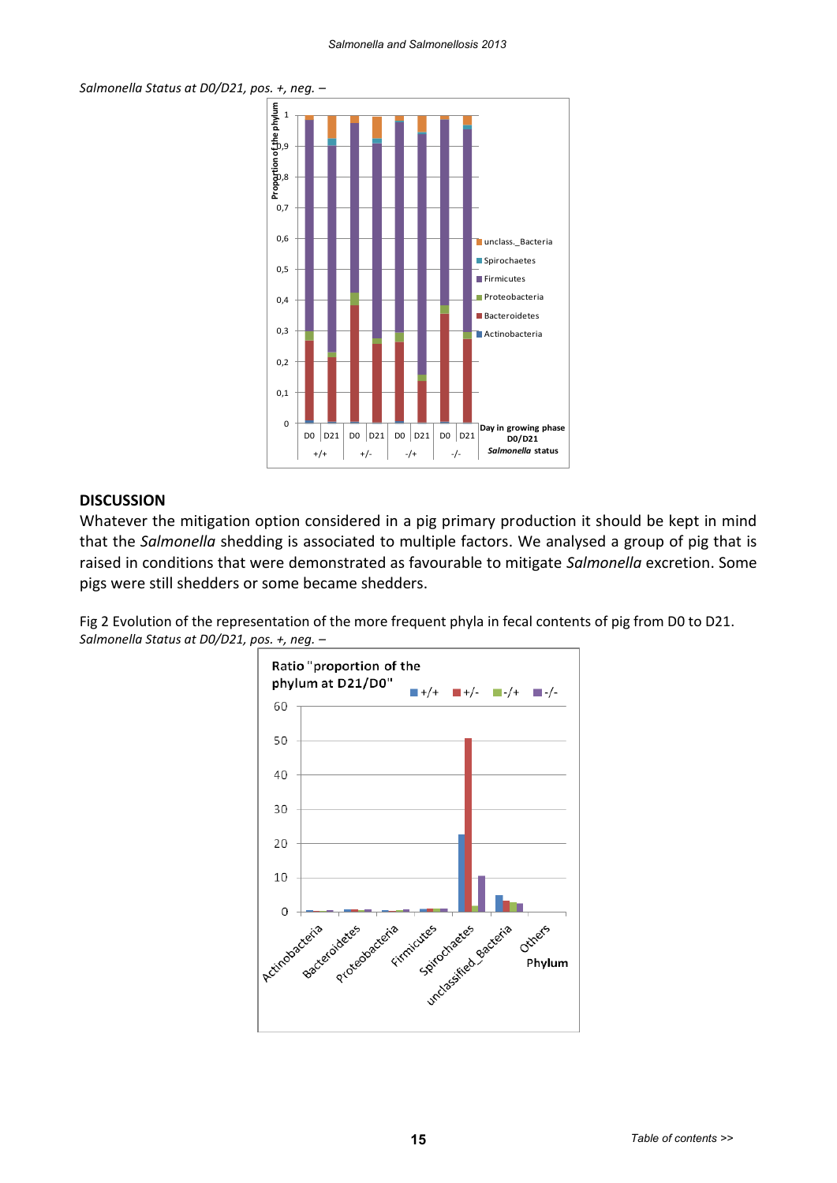*Salmonella Status at D0/D21, pos. +, neg. –*

Proportion of the phylum

1
0,9
0,8
0,7
0,6
0,5
0,4
0,3
0,2
0,1
0

D0 D21 D0 D21 D0 D21 D0 D21

+/+ +/- -/+ -/-

unclass._Bacteria
Spirochaetes
Firmicutes
Proteobacteria
Bacteroidetes
Actinobacteria

Day in growing phase D0/D21
*Salmonella* status

## DISCUSSION

Whatever the mitigation option considered in a pig primary production it should be kept in mind that the *Salmonella* shedding is associated to multiple factors. We analysed a group of pig that is raised in conditions that were demonstrated as favourable to mitigate *Salmonella* excretion. Some pigs were still shedders or some became shedders.

Fig 2 Evolution of the representation of the more frequent phyla in fecal contents of pig from D0 to D21.
*Salmonella Status at D0/D21, pos. +, neg. –*

Ratio "proportion of the phylum at D21/D0"

+/+ +/- -/+ -/-

60
50
40
30
20
10
0

Actinobacteria
Bacteroidetes
Proteobacteria
Firmicutes
Spirochaetes
unclassified_Bacteria
Others

Phylum